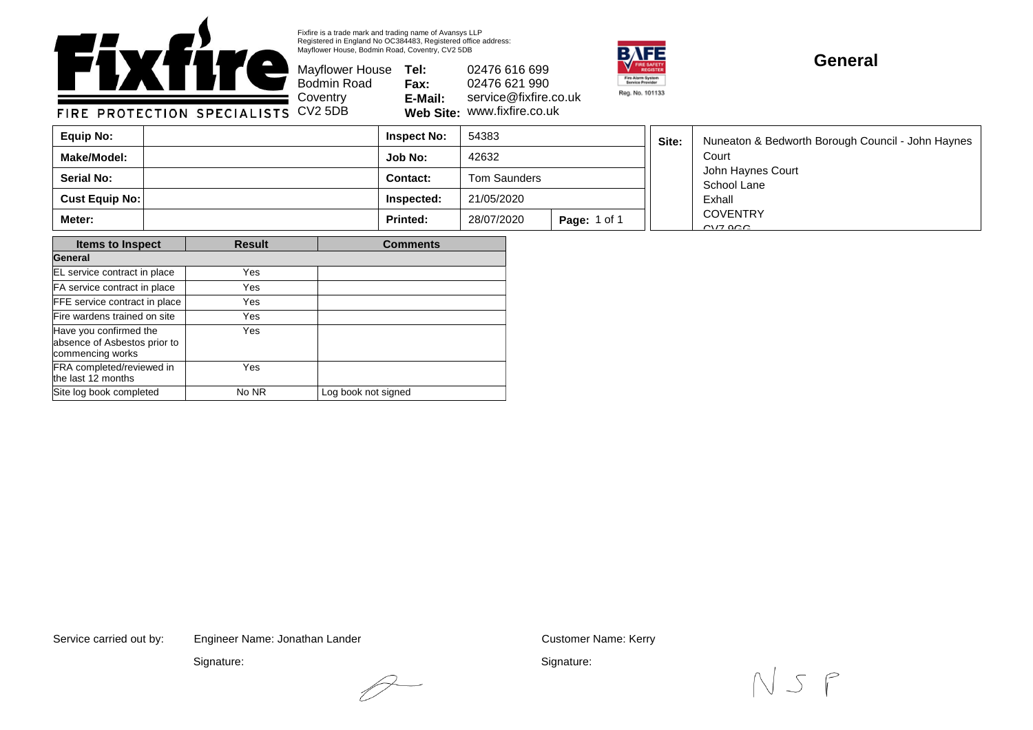# Fixfire

FIRE PROTECTION SPECIALISTS

Fixfire is a trade mark and trading name of Avansys LLP
Registered in England No OC384483, Registered office address:
Mayflower House, Bodmin Road, Coventry, CV2 5DB

Mayflower House
Bodmin Road
Coventry
CV2 5DB

**Tel:** 02476 616 699
**Fax:** 02476 621 990
**E-Mail:** service@fixfire.co.uk
**Web Site:** www.fixfire.co.uk

BAFE Reg. No. 101133

## General

| | | | | |
|---|---|---|---|---|
| **Equip No:** | | **Inspect No:** | 54383 | |
| **Make/Model:** | | **Job No:** | 42632 | |
| **Serial No:** | | **Contact:** | Tom Saunders | |
| **Cust Equip No:** | | **Inspected:** | 21/05/2020 | |
| **Meter:** | | **Printed:** | 28/07/2020 | **Page:** 1 of 1 |

**Site:** Nuneaton & Bedworth Borough Council - John Haynes Court
John Haynes Court
School Lane
Exhall
COVENTRY
CV7 9GG

| Items to Inspect | Result | Comments |
|---|---|---|
| **General** | | |
| EL service contract in place | Yes | |
| FA service contract in place | Yes | |
| FFE service contract in place | Yes | |
| Fire wardens trained on site | Yes | |
| Have you confirmed the absence of Asbestos prior to commencing works | Yes | |
| FRA completed/reviewed in the last 12 months | Yes | |
| Site log book completed | No NR | Log book not signed |

Service carried out by: Engineer Name: Jonathan Lander

Signature:

Customer Name: Kerry

Signature: NSP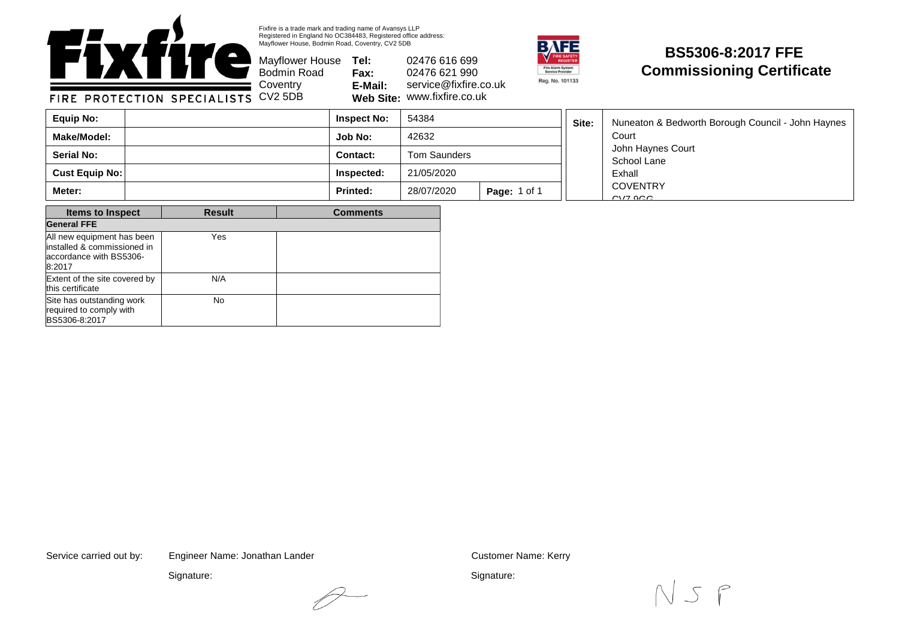Fixfire
FIRE PROTECTION SPECIALISTS

Fixfire is a trade mark and trading name of Avansys LLP
Registered in England No OC384483, Registered office address:
Mayflower House, Bodmin Road, Coventry, CV2 5DB

Mayflower House
Bodmin Road
Coventry
CV2 5DB

**Tel:** 02476 616 699
**Fax:** 02476 621 990
**E-Mail:** service@fixfire.co.uk
**Web Site:** www.fixfire.co.uk

BAFE FIRE SAFETY REGISTER Fire Alarm System Service Provider
Reg. No. 101133

# BS5306-8:2017 FFE Commissioning Certificate

| | | | | | | |
|---|---|---|---|---|---|---|
| **Equip No:** | | **Inspect No:** | 54384 | | **Site:** | Nuneaton & Bedworth Borough Council - John Haynes Court<br>John Haynes Court<br>School Lane<br>Exhall<br>COVENTRY<br>CV7 9GG |
| **Make/Model:** | | **Job No:** | 42632 | | | |
| **Serial No:** | | **Contact:** | Tom Saunders | | | |
| **Cust Equip No:** | | **Inspected:** | 21/05/2020 | | | |
| **Meter:** | | **Printed:** | 28/07/2020 | **Page:** 1 of 1 | | |

| Items to Inspect | Result | Comments |
|---|---|---|
| **General FFE** | | |
| All new equipment has been installed & commissioned in accordance with BS5306-8:2017 | Yes | |
| Extent of the site covered by this certificate | N/A | |
| Site has outstanding work required to comply with BS5306-8:2017 | No | |

Service carried out by: Engineer Name: Jonathan Lander

Signature:

Customer Name: Kerry

Signature: NSP